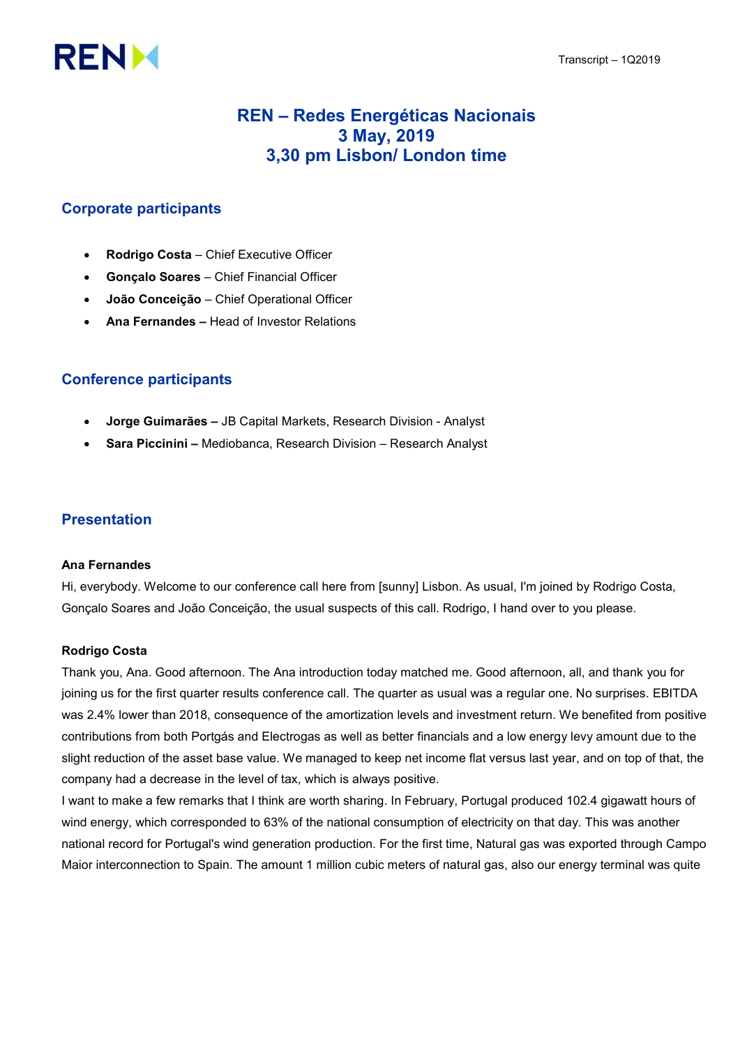# REN – Redes Energéticas Nacionais
# 3 May, 2019
# 3,30 pm Lisbon/ London time

## Corporate participants

- **Rodrigo Costa** – Chief Executive Officer
- **Gonçalo Soares** – Chief Financial Officer
- **João Conceição** – Chief Operational Officer
- **Ana Fernandes –** Head of Investor Relations

## Conference participants

- **Jorge Guimarães –** JB Capital Markets, Research Division - Analyst
- **Sara Piccinini –** Mediobanca, Research Division – Research Analyst

## Presentation

**Ana Fernandes**

Hi, everybody. Welcome to our conference call here from [sunny] Lisbon. As usual, I'm joined by Rodrigo Costa, Gonçalo Soares and João Conceição, the usual suspects of this call. Rodrigo, I hand over to you please.

**Rodrigo Costa**

Thank you, Ana. Good afternoon. The Ana introduction today matched me. Good afternoon, all, and thank you for joining us for the first quarter results conference call. The quarter as usual was a regular one. No surprises. EBITDA was 2.4% lower than 2018, consequence of the amortization levels and investment return. We benefited from positive contributions from both Portgás and Electrogas as well as better financials and a low energy levy amount due to the slight reduction of the asset base value. We managed to keep net income flat versus last year, and on top of that, the company had a decrease in the level of tax, which is always positive.

I want to make a few remarks that I think are worth sharing. In February, Portugal produced 102.4 gigawatt hours of wind energy, which corresponded to 63% of the national consumption of electricity on that day. This was another national record for Portugal's wind generation production. For the first time, Natural gas was exported through Campo Maior interconnection to Spain. The amount 1 million cubic meters of natural gas, also our energy terminal was quite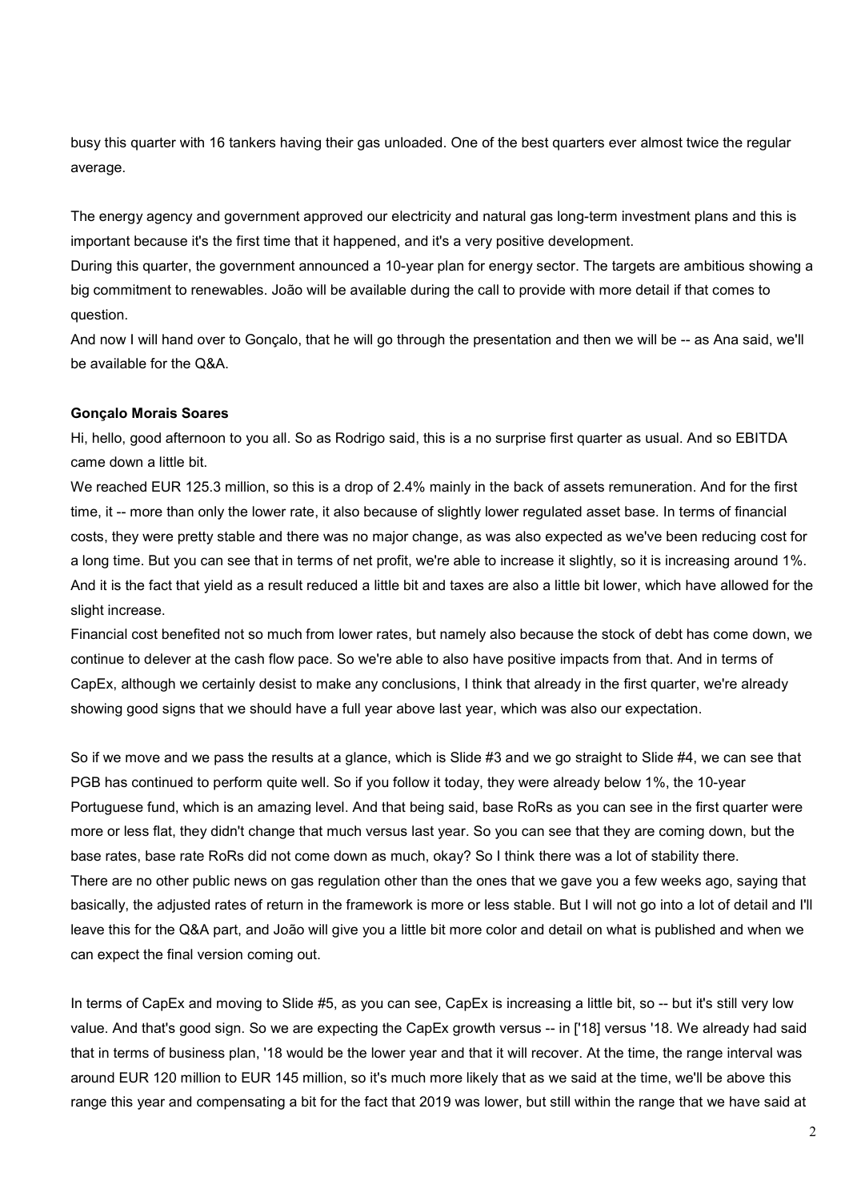busy this quarter with 16 tankers having their gas unloaded. One of the best quarters ever almost twice the regular average.

The energy agency and government approved our electricity and natural gas long-term investment plans and this is important because it's the first time that it happened, and it's a very positive development.

During this quarter, the government announced a 10-year plan for energy sector. The targets are ambitious showing a big commitment to renewables. João will be available during the call to provide with more detail if that comes to question.

And now I will hand over to Gonçalo, that he will go through the presentation and then we will be -- as Ana said, we'll be available for the Q&A.

**Gonçalo Morais Soares**

Hi, hello, good afternoon to you all. So as Rodrigo said, this is a no surprise first quarter as usual. And so EBITDA came down a little bit.

We reached EUR 125.3 million, so this is a drop of 2.4% mainly in the back of assets remuneration. And for the first time, it -- more than only the lower rate, it also because of slightly lower regulated asset base. In terms of financial costs, they were pretty stable and there was no major change, as was also expected as we've been reducing cost for a long time. But you can see that in terms of net profit, we're able to increase it slightly, so it is increasing around 1%. And it is the fact that yield as a result reduced a little bit and taxes are also a little bit lower, which have allowed for the slight increase.

Financial cost benefited not so much from lower rates, but namely also because the stock of debt has come down, we continue to delever at the cash flow pace. So we're able to also have positive impacts from that. And in terms of CapEx, although we certainly desist to make any conclusions, I think that already in the first quarter, we're already showing good signs that we should have a full year above last year, which was also our expectation.

So if we move and we pass the results at a glance, which is Slide #3 and we go straight to Slide #4, we can see that PGB has continued to perform quite well. So if you follow it today, they were already below 1%, the 10-year Portuguese fund, which is an amazing level. And that being said, base RoRs as you can see in the first quarter were more or less flat, they didn't change that much versus last year. So you can see that they are coming down, but the base rates, base rate RoRs did not come down as much, okay? So I think there was a lot of stability there.

There are no other public news on gas regulation other than the ones that we gave you a few weeks ago, saying that basically, the adjusted rates of return in the framework is more or less stable. But I will not go into a lot of detail and I'll leave this for the Q&A part, and João will give you a little bit more color and detail on what is published and when we can expect the final version coming out.

In terms of CapEx and moving to Slide #5, as you can see, CapEx is increasing a little bit, so -- but it's still very low value. And that's good sign. So we are expecting the CapEx growth versus -- in ['18] versus '18. We already had said that in terms of business plan, '18 would be the lower year and that it will recover. At the time, the range interval was around EUR 120 million to EUR 145 million, so it's much more likely that as we said at the time, we'll be above this range this year and compensating a bit for the fact that 2019 was lower, but still within the range that we have said at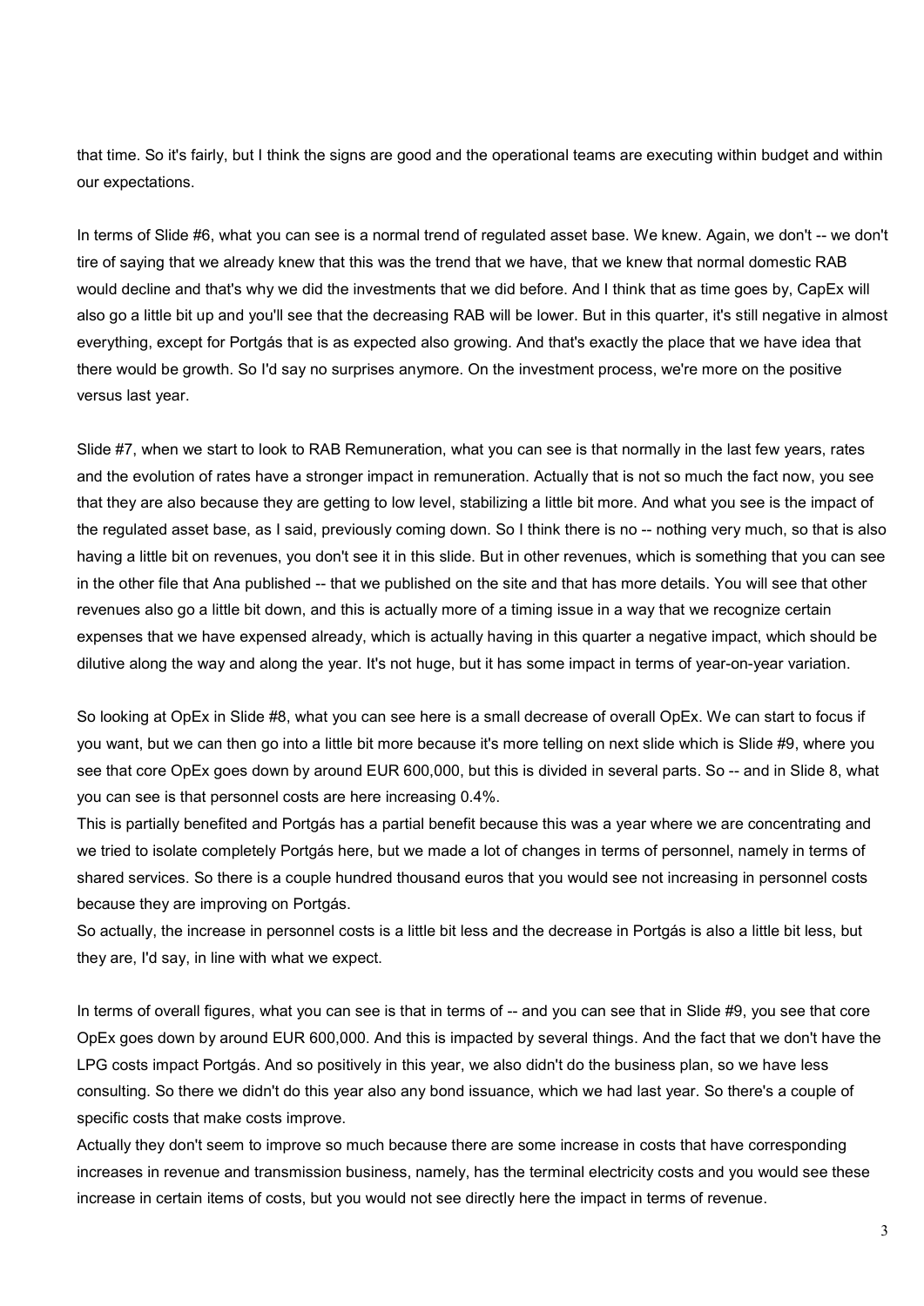that time. So it's fairly, but I think the signs are good and the operational teams are executing within budget and within our expectations.

In terms of Slide #6, what you can see is a normal trend of regulated asset base. We knew. Again, we don't -- we don't tire of saying that we already knew that this was the trend that we have, that we knew that normal domestic RAB would decline and that's why we did the investments that we did before. And I think that as time goes by, CapEx will also go a little bit up and you'll see that the decreasing RAB will be lower. But in this quarter, it's still negative in almost everything, except for Portgás that is as expected also growing. And that's exactly the place that we have idea that there would be growth. So I'd say no surprises anymore. On the investment process, we're more on the positive versus last year.

Slide #7, when we start to look to RAB Remuneration, what you can see is that normally in the last few years, rates and the evolution of rates have a stronger impact in remuneration. Actually that is not so much the fact now, you see that they are also because they are getting to low level, stabilizing a little bit more. And what you see is the impact of the regulated asset base, as I said, previously coming down. So I think there is no -- nothing very much, so that is also having a little bit on revenues, you don't see it in this slide. But in other revenues, which is something that you can see in the other file that Ana published -- that we published on the site and that has more details. You will see that other revenues also go a little bit down, and this is actually more of a timing issue in a way that we recognize certain expenses that we have expensed already, which is actually having in this quarter a negative impact, which should be dilutive along the way and along the year. It's not huge, but it has some impact in terms of year-on-year variation.

So looking at OpEx in Slide #8, what you can see here is a small decrease of overall OpEx. We can start to focus if you want, but we can then go into a little bit more because it's more telling on next slide which is Slide #9, where you see that core OpEx goes down by around EUR 600,000, but this is divided in several parts. So -- and in Slide 8, what you can see is that personnel costs are here increasing 0.4%.

This is partially benefited and Portgás has a partial benefit because this was a year where we are concentrating and we tried to isolate completely Portgás here, but we made a lot of changes in terms of personnel, namely in terms of shared services. So there is a couple hundred thousand euros that you would see not increasing in personnel costs because they are improving on Portgás.

So actually, the increase in personnel costs is a little bit less and the decrease in Portgás is also a little bit less, but they are, I'd say, in line with what we expect.

In terms of overall figures, what you can see is that in terms of -- and you can see that in Slide #9, you see that core OpEx goes down by around EUR 600,000. And this is impacted by several things. And the fact that we don't have the LPG costs impact Portgás. And so positively in this year, we also didn't do the business plan, so we have less consulting. So there we didn't do this year also any bond issuance, which we had last year. So there's a couple of specific costs that make costs improve.

Actually they don't seem to improve so much because there are some increase in costs that have corresponding increases in revenue and transmission business, namely, has the terminal electricity costs and you would see these increase in certain items of costs, but you would not see directly here the impact in terms of revenue.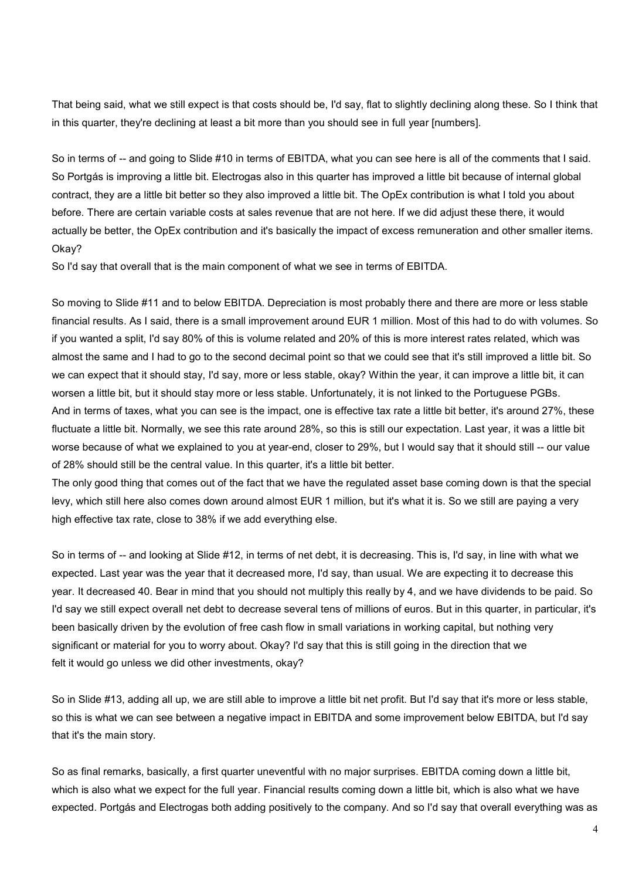That being said, what we still expect is that costs should be, I'd say, flat to slightly declining along these. So I think that in this quarter, they're declining at least a bit more than you should see in full year [numbers].

So in terms of -- and going to Slide #10 in terms of EBITDA, what you can see here is all of the comments that I said. So Portgás is improving a little bit. Electrogas also in this quarter has improved a little bit because of internal global contract, they are a little bit better so they also improved a little bit. The OpEx contribution is what I told you about before. There are certain variable costs at sales revenue that are not here. If we did adjust these there, it would actually be better, the OpEx contribution and it's basically the impact of excess remuneration and other smaller items. Okay?

So I'd say that overall that is the main component of what we see in terms of EBITDA.

So moving to Slide #11 and to below EBITDA. Depreciation is most probably there and there are more or less stable financial results. As I said, there is a small improvement around EUR 1 million. Most of this had to do with volumes. So if you wanted a split, I'd say 80% of this is volume related and 20% of this is more interest rates related, which was almost the same and I had to go to the second decimal point so that we could see that it's still improved a little bit. So we can expect that it should stay, I'd say, more or less stable, okay? Within the year, it can improve a little bit, it can worsen a little bit, but it should stay more or less stable. Unfortunately, it is not linked to the Portuguese PGBs.

And in terms of taxes, what you can see is the impact, one is effective tax rate a little bit better, it's around 27%, these fluctuate a little bit. Normally, we see this rate around 28%, so this is still our expectation. Last year, it was a little bit worse because of what we explained to you at year-end, closer to 29%, but I would say that it should still -- our value of 28% should still be the central value. In this quarter, it's a little bit better.

The only good thing that comes out of the fact that we have the regulated asset base coming down is that the special levy, which still here also comes down around almost EUR 1 million, but it's what it is. So we still are paying a very high effective tax rate, close to 38% if we add everything else.

So in terms of -- and looking at Slide #12, in terms of net debt, it is decreasing. This is, I'd say, in line with what we expected. Last year was the year that it decreased more, I'd say, than usual. We are expecting it to decrease this year. It decreased 40. Bear in mind that you should not multiply this really by 4, and we have dividends to be paid. So I'd say we still expect overall net debt to decrease several tens of millions of euros. But in this quarter, in particular, it's been basically driven by the evolution of free cash flow in small variations in working capital, but nothing very significant or material for you to worry about. Okay? I'd say that this is still going in the direction that we felt it would go unless we did other investments, okay?

So in Slide #13, adding all up, we are still able to improve a little bit net profit. But I'd say that it's more or less stable, so this is what we can see between a negative impact in EBITDA and some improvement below EBITDA, but I'd say that it's the main story.

So as final remarks, basically, a first quarter uneventful with no major surprises. EBITDA coming down a little bit, which is also what we expect for the full year. Financial results coming down a little bit, which is also what we have expected. Portgás and Electrogas both adding positively to the company. And so I'd say that overall everything was as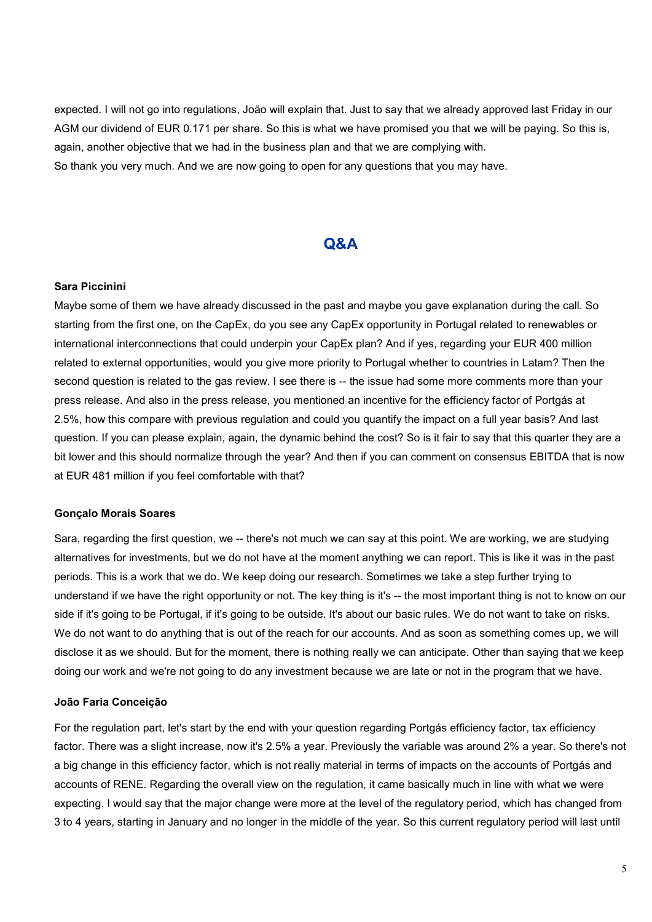expected. I will not go into regulations, João will explain that. Just to say that we already approved last Friday in our AGM our dividend of EUR 0.171 per share. So this is what we have promised you that we will be paying. So this is, again, another objective that we had in the business plan and that we are complying with.
So thank you very much. And we are now going to open for any questions that you may have.

## Q&A

**Sara Piccinini**

Maybe some of them we have already discussed in the past and maybe you gave explanation during the call. So starting from the first one, on the CapEx, do you see any CapEx opportunity in Portugal related to renewables or international interconnections that could underpin your CapEx plan? And if yes, regarding your EUR 400 million related to external opportunities, would you give more priority to Portugal whether to countries in Latam? Then the second question is related to the gas review. I see there is -- the issue had some more comments more than your press release. And also in the press release, you mentioned an incentive for the efficiency factor of Portgás at 2.5%, how this compare with previous regulation and could you quantify the impact on a full year basis? And last question. If you can please explain, again, the dynamic behind the cost? So is it fair to say that this quarter they are a bit lower and this should normalize through the year? And then if you can comment on consensus EBITDA that is now at EUR 481 million if you feel comfortable with that?

**Gonçalo Morais Soares**

Sara, regarding the first question, we -- there's not much we can say at this point. We are working, we are studying alternatives for investments, but we do not have at the moment anything we can report. This is like it was in the past periods. This is a work that we do. We keep doing our research. Sometimes we take a step further trying to understand if we have the right opportunity or not. The key thing is it's -- the most important thing is not to know on our side if it's going to be Portugal, if it's going to be outside. It's about our basic rules. We do not want to take on risks. We do not want to do anything that is out of the reach for our accounts. And as soon as something comes up, we will disclose it as we should. But for the moment, there is nothing really we can anticipate. Other than saying that we keep doing our work and we're not going to do any investment because we are late or not in the program that we have.

**João Faria Conceição**

For the regulation part, let's start by the end with your question regarding Portgás efficiency factor, tax efficiency factor. There was a slight increase, now it's 2.5% a year. Previously the variable was around 2% a year. So there's not a big change in this efficiency factor, which is not really material in terms of impacts on the accounts of Portgás and accounts of RENE. Regarding the overall view on the regulation, it came basically much in line with what we were expecting. I would say that the major change were more at the level of the regulatory period, which has changed from 3 to 4 years, starting in January and no longer in the middle of the year. So this current regulatory period will last until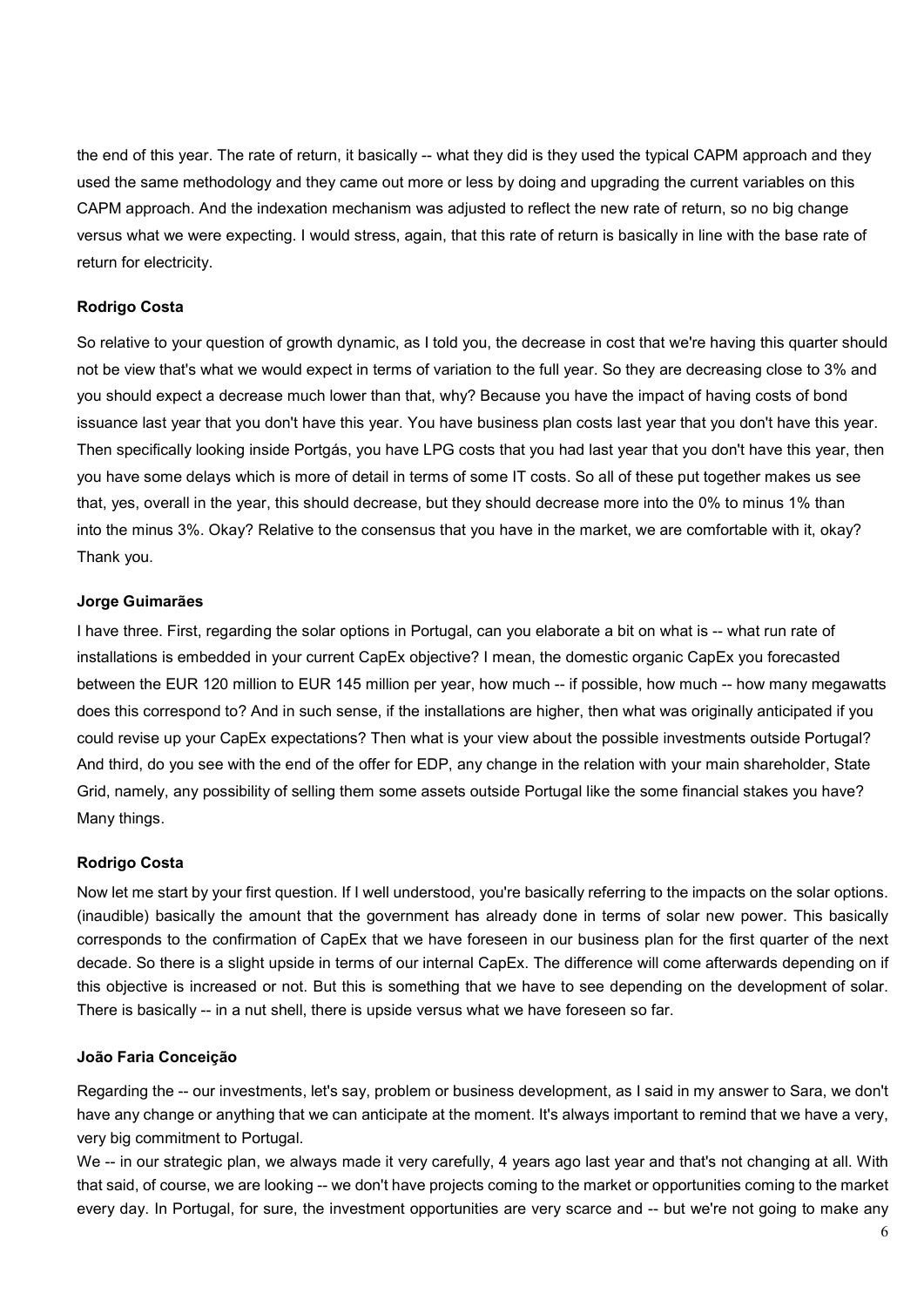the end of this year. The rate of return, it basically -- what they did is they used the typical CAPM approach and they used the same methodology and they came out more or less by doing and upgrading the current variables on this CAPM approach. And the indexation mechanism was adjusted to reflect the new rate of return, so no big change versus what we were expecting. I would stress, again, that this rate of return is basically in line with the base rate of return for electricity.

**Rodrigo Costa**

So relative to your question of growth dynamic, as I told you, the decrease in cost that we're having this quarter should not be view that's what we would expect in terms of variation to the full year. So they are decreasing close to 3% and you should expect a decrease much lower than that, why? Because you have the impact of having costs of bond issuance last year that you don't have this year. You have business plan costs last year that you don't have this year. Then specifically looking inside Portgás, you have LPG costs that you had last year that you don't have this year, then you have some delays which is more of detail in terms of some IT costs. So all of these put together makes us see that, yes, overall in the year, this should decrease, but they should decrease more into the 0% to minus 1% than into the minus 3%. Okay? Relative to the consensus that you have in the market, we are comfortable with it, okay? Thank you.

**Jorge Guimarães**

I have three. First, regarding the solar options in Portugal, can you elaborate a bit on what is -- what run rate of installations is embedded in your current CapEx objective? I mean, the domestic organic CapEx you forecasted between the EUR 120 million to EUR 145 million per year, how much -- if possible, how much -- how many megawatts does this correspond to? And in such sense, if the installations are higher, then what was originally anticipated if you could revise up your CapEx expectations? Then what is your view about the possible investments outside Portugal? And third, do you see with the end of the offer for EDP, any change in the relation with your main shareholder, State Grid, namely, any possibility of selling them some assets outside Portugal like the some financial stakes you have? Many things.

**Rodrigo Costa**

Now let me start by your first question. If I well understood, you're basically referring to the impacts on the solar options. (inaudible) basically the amount that the government has already done in terms of solar new power. This basically corresponds to the confirmation of CapEx that we have foreseen in our business plan for the first quarter of the next decade. So there is a slight upside in terms of our internal CapEx. The difference will come afterwards depending on if this objective is increased or not. But this is something that we have to see depending on the development of solar. There is basically -- in a nut shell, there is upside versus what we have foreseen so far.

**João Faria Conceição**

Regarding the -- our investments, let's say, problem or business development, as I said in my answer to Sara, we don't have any change or anything that we can anticipate at the moment. It's always important to remind that we have a very, very big commitment to Portugal.

We -- in our strategic plan, we always made it very carefully, 4 years ago last year and that's not changing at all. With that said, of course, we are looking -- we don't have projects coming to the market or opportunities coming to the market every day. In Portugal, for sure, the investment opportunities are very scarce and -- but we're not going to make any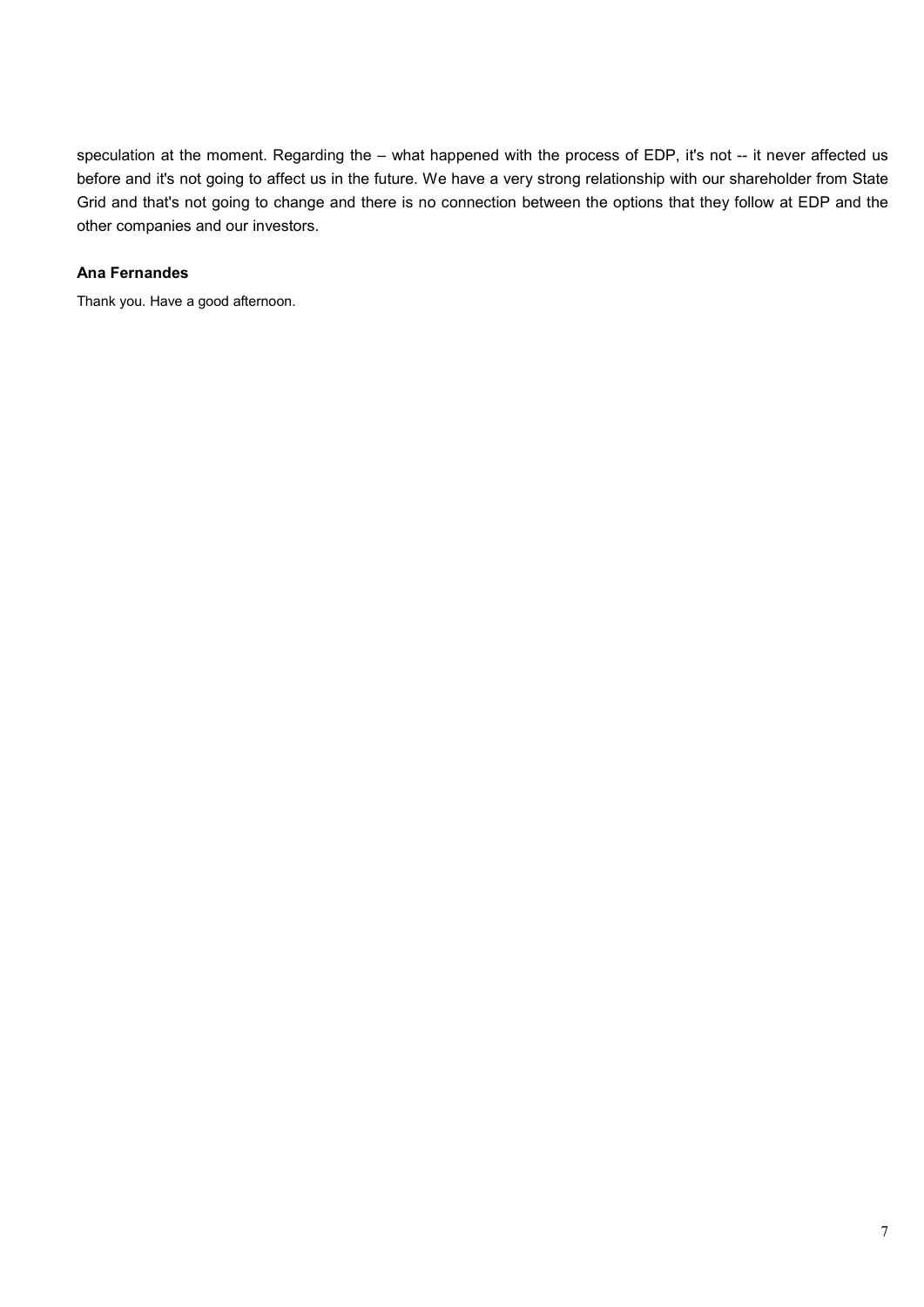speculation at the moment. Regarding the – what happened with the process of EDP, it's not -- it never affected us before and it's not going to affect us in the future. We have a very strong relationship with our shareholder from State Grid and that's not going to change and there is no connection between the options that they follow at EDP and the other companies and our investors.

**Ana Fernandes**

Thank you. Have a good afternoon.